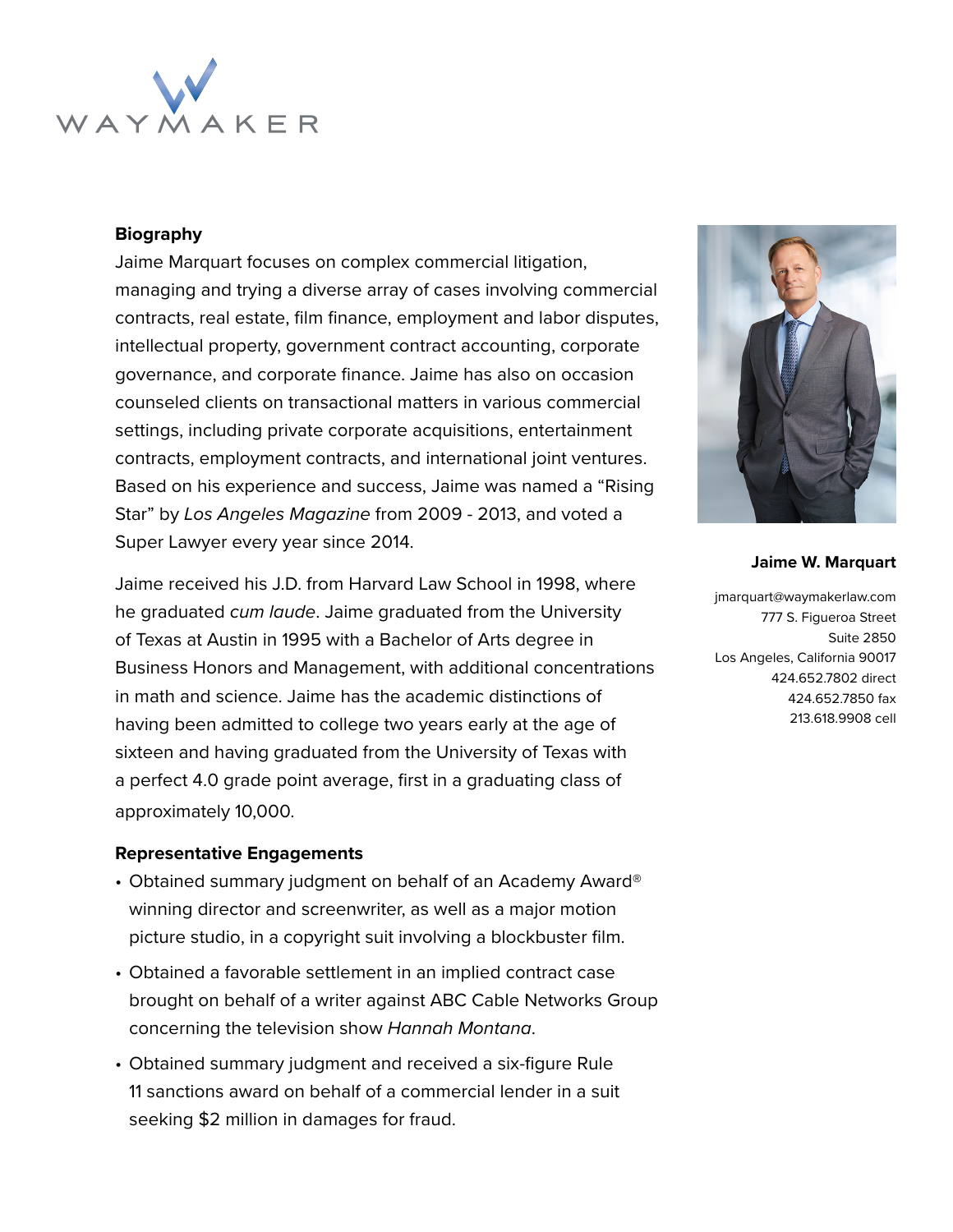WAYMAKER

## Biography

Jaime Marquart focuses on complex commercial litigation, managing and trying a diverse array of cases involving commercial contracts, real estate, film finance, employment and labor disputes, intellectual property, government contract accounting, corporate governance, and corporate finance. Jaime has also on occasion counseled clients on transactional matters in various commercial settings, including private corporate acquisitions, entertainment contracts, employment contracts, and international joint ventures. Based on his experience and success, Jaime was named a "Rising Star" by *Los Angeles Magazine* from 2009 - 2013, and voted a Super Lawyer every year since 2014.

Jaime received his J.D. from Harvard Law School in 1998, where he graduated *cum laude*. Jaime graduated from the University of Texas at Austin in 1995 with a Bachelor of Arts degree in Business Honors and Management, with additional concentrations in math and science. Jaime has the academic distinctions of having been admitted to college two years early at the age of sixteen and having graduated from the University of Texas with a perfect 4.0 grade point average, first in a graduating class of approximately 10,000.

**Jaime W. Marquart**

jmarquart@waymakerlaw.com
777 S. Figueroa Street
Suite 2850
Los Angeles, California 90017
424.652.7802 direct
424.652.7850 fax
213.618.9908 cell

## Representative Engagements

- Obtained summary judgment on behalf of an Academy Award® winning director and screenwriter, as well as a major motion picture studio, in a copyright suit involving a blockbuster film.
- Obtained a favorable settlement in an implied contract case brought on behalf of a writer against ABC Cable Networks Group concerning the television show *Hannah Montana*.
- Obtained summary judgment and received a six-figure Rule 11 sanctions award on behalf of a commercial lender in a suit seeking $2 million in damages for fraud.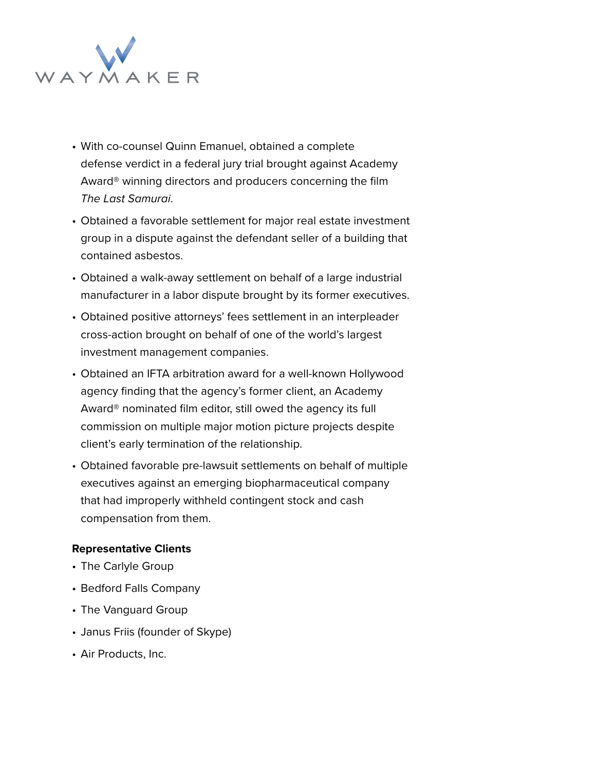- With co-counsel Quinn Emanuel, obtained a complete defense verdict in a federal jury trial brought against Academy Award® winning directors and producers concerning the film *The Last Samurai*.
- Obtained a favorable settlement for major real estate investment group in a dispute against the defendant seller of a building that contained asbestos.
- Obtained a walk-away settlement on behalf of a large industrial manufacturer in a labor dispute brought by its former executives.
- Obtained positive attorneys' fees settlement in an interpleader cross-action brought on behalf of one of the world's largest investment management companies.
- Obtained an IFTA arbitration award for a well-known Hollywood agency finding that the agency's former client, an Academy Award® nominated film editor, still owed the agency its full commission on multiple major motion picture projects despite client's early termination of the relationship.
- Obtained favorable pre-lawsuit settlements on behalf of multiple executives against an emerging biopharmaceutical company that had improperly withheld contingent stock and cash compensation from them.

**Representative Clients**

- The Carlyle Group
- Bedford Falls Company
- The Vanguard Group
- Janus Friis (founder of Skype)
- Air Products, Inc.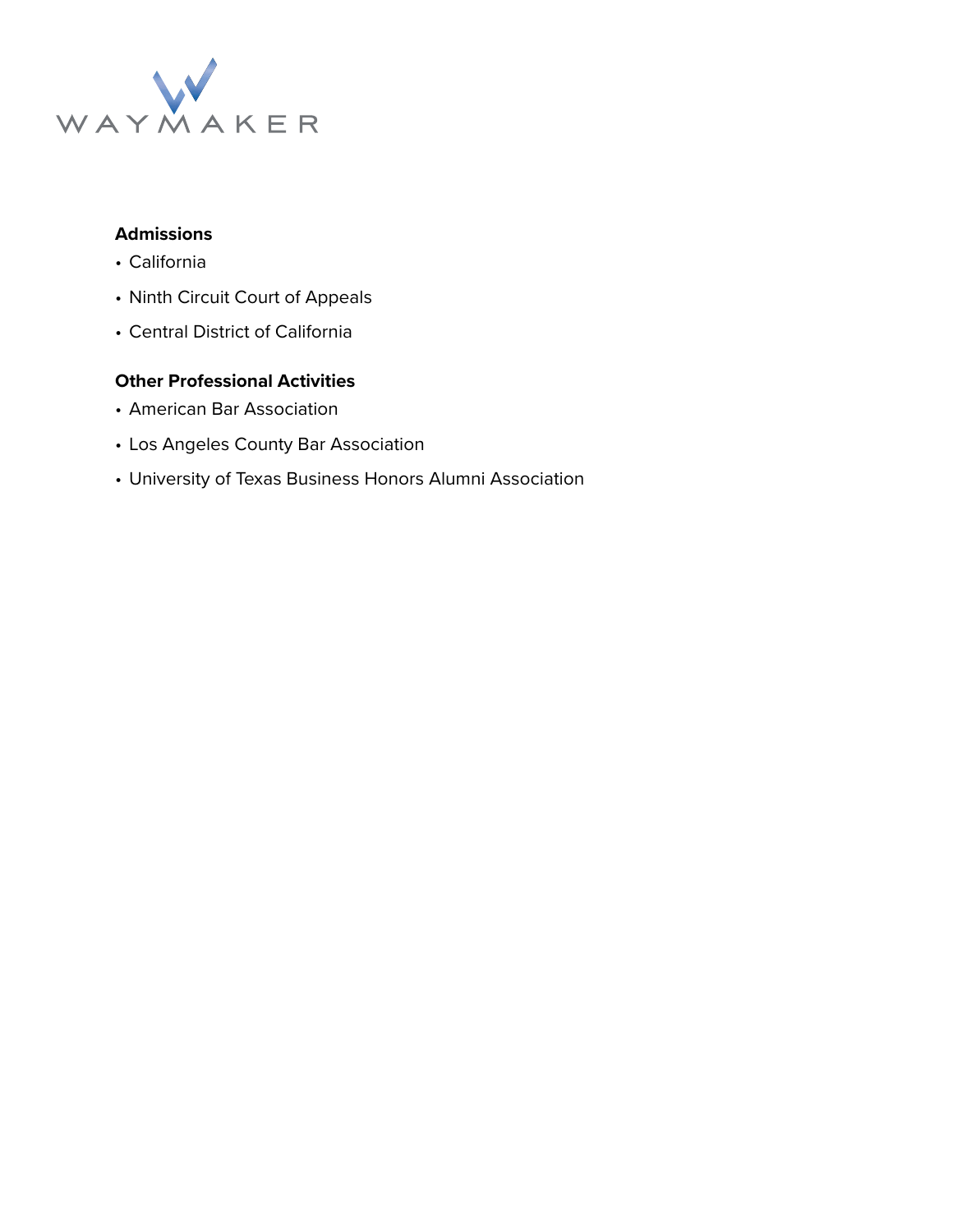**Admissions**

- California
- Ninth Circuit Court of Appeals
- Central District of California

**Other Professional Activities**

- American Bar Association
- Los Angeles County Bar Association
- University of Texas Business Honors Alumni Association